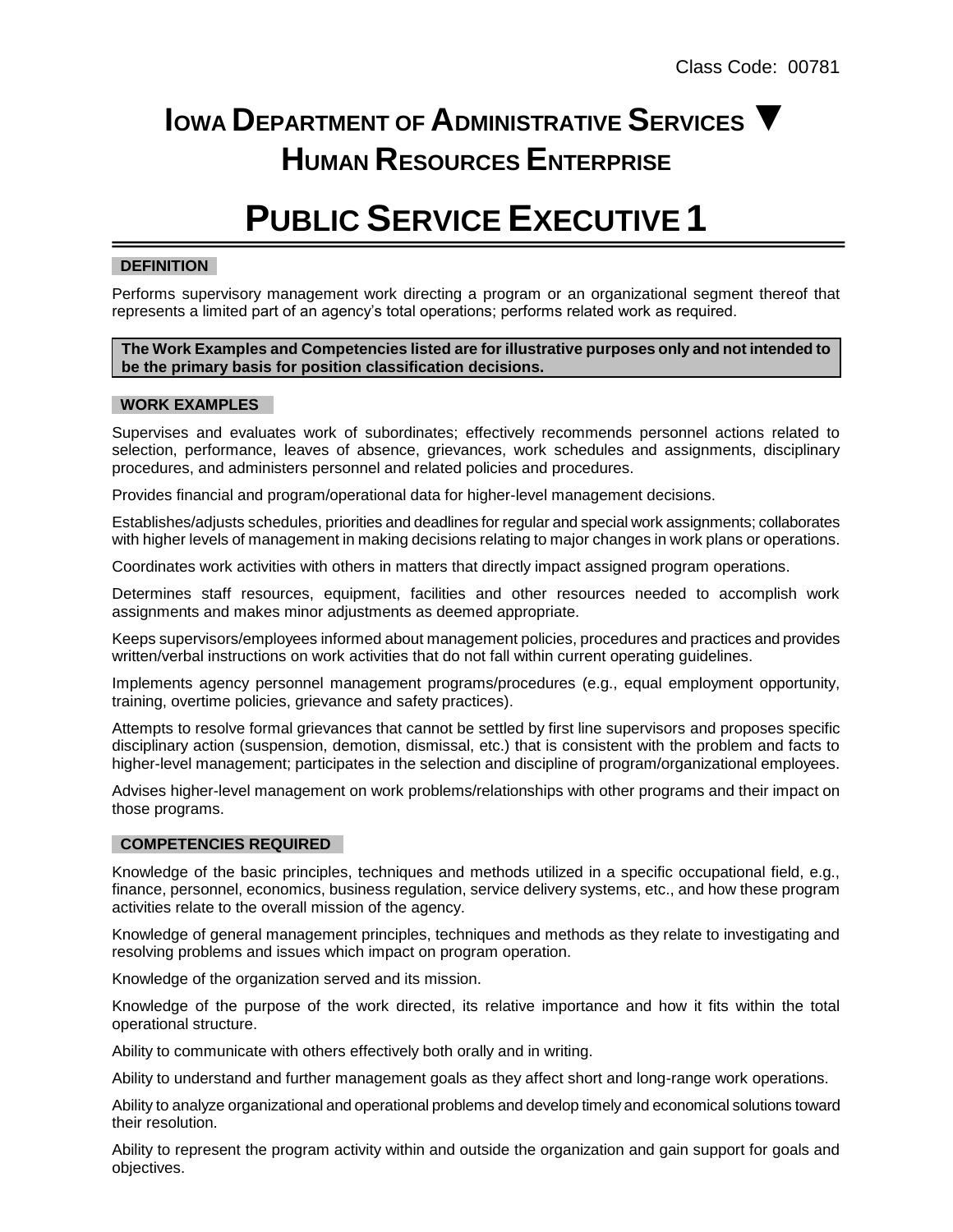Class Code: 00781

# IOWA DEPARTMENT OF ADMINISTRATIVE SERVICES ▼ HUMAN RESOURCES ENTERPRISE

# PUBLIC SERVICE EXECUTIVE 1

## DEFINITION

Performs supervisory management work directing a program or an organizational segment thereof that represents a limited part of an agency's total operations; performs related work as required.

**The Work Examples and Competencies listed are for illustrative purposes only and not intended to be the primary basis for position classification decisions.**

## WORK EXAMPLES

Supervises and evaluates work of subordinates; effectively recommends personnel actions related to selection, performance, leaves of absence, grievances, work schedules and assignments, disciplinary procedures, and administers personnel and related policies and procedures.

Provides financial and program/operational data for higher-level management decisions.

Establishes/adjusts schedules, priorities and deadlines for regular and special work assignments; collaborates with higher levels of management in making decisions relating to major changes in work plans or operations.

Coordinates work activities with others in matters that directly impact assigned program operations.

Determines staff resources, equipment, facilities and other resources needed to accomplish work assignments and makes minor adjustments as deemed appropriate.

Keeps supervisors/employees informed about management policies, procedures and practices and provides written/verbal instructions on work activities that do not fall within current operating guidelines.

Implements agency personnel management programs/procedures (e.g., equal employment opportunity, training, overtime policies, grievance and safety practices).

Attempts to resolve formal grievances that cannot be settled by first line supervisors and proposes specific disciplinary action (suspension, demotion, dismissal, etc.) that is consistent with the problem and facts to higher-level management; participates in the selection and discipline of program/organizational employees.

Advises higher-level management on work problems/relationships with other programs and their impact on those programs.

## COMPETENCIES REQUIRED

Knowledge of the basic principles, techniques and methods utilized in a specific occupational field, e.g., finance, personnel, economics, business regulation, service delivery systems, etc., and how these program activities relate to the overall mission of the agency.

Knowledge of general management principles, techniques and methods as they relate to investigating and resolving problems and issues which impact on program operation.

Knowledge of the organization served and its mission.

Knowledge of the purpose of the work directed, its relative importance and how it fits within the total operational structure.

Ability to communicate with others effectively both orally and in writing.

Ability to understand and further management goals as they affect short and long-range work operations.

Ability to analyze organizational and operational problems and develop timely and economical solutions toward their resolution.

Ability to represent the program activity within and outside the organization and gain support for goals and objectives.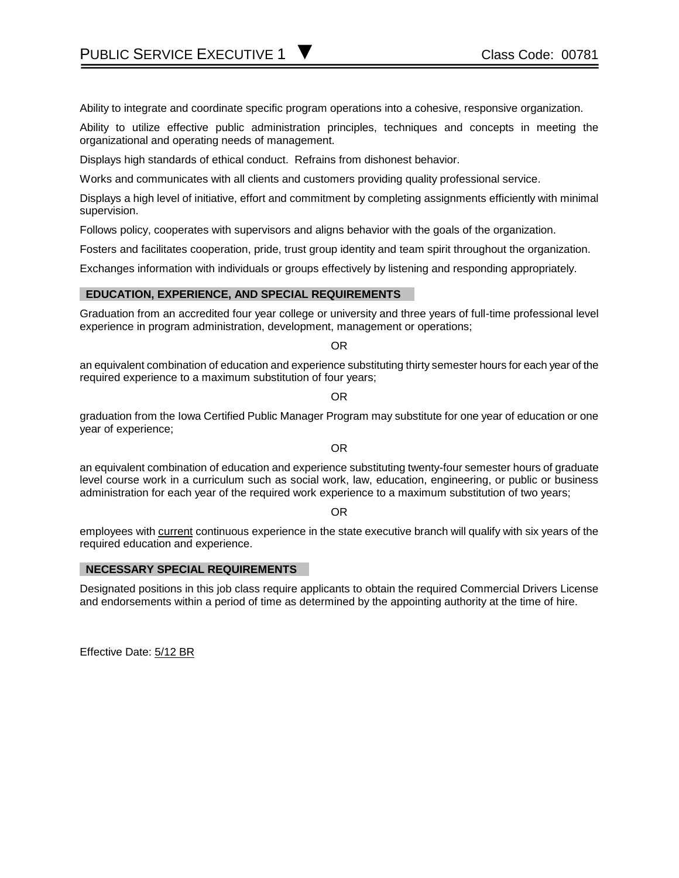Ability to integrate and coordinate specific program operations into a cohesive, responsive organization.

Ability to utilize effective public administration principles, techniques and concepts in meeting the organizational and operating needs of management.

Displays high standards of ethical conduct. Refrains from dishonest behavior.

Works and communicates with all clients and customers providing quality professional service.

Displays a high level of initiative, effort and commitment by completing assignments efficiently with minimal supervision.

Follows policy, cooperates with supervisors and aligns behavior with the goals of the organization.

Fosters and facilitates cooperation, pride, trust group identity and team spirit throughout the organization.

Exchanges information with individuals or groups effectively by listening and responding appropriately.

## EDUCATION, EXPERIENCE, AND SPECIAL REQUIREMENTS

Graduation from an accredited four year college or university and three years of full-time professional level experience in program administration, development, management or operations;

OR

an equivalent combination of education and experience substituting thirty semester hours for each year of the required experience to a maximum substitution of four years;

OR

graduation from the Iowa Certified Public Manager Program may substitute for one year of education or one year of experience;

OR

an equivalent combination of education and experience substituting twenty-four semester hours of graduate level course work in a curriculum such as social work, law, education, engineering, or public or business administration for each year of the required work experience to a maximum substitution of two years;

OR

employees with current continuous experience in the state executive branch will qualify with six years of the required education and experience.

## NECESSARY SPECIAL REQUIREMENTS

Designated positions in this job class require applicants to obtain the required Commercial Drivers License and endorsements within a period of time as determined by the appointing authority at the time of hire.

Effective Date: 5/12 BR